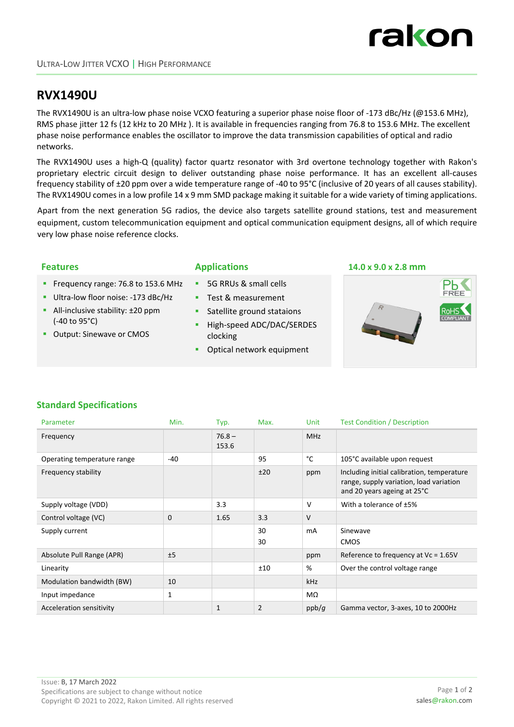ULTRA-LOW JITTER VCXO | HIGH PERFORMANCE

# RVX1490U

The RVX1490U is an ultra-low phase noise VCXO featuring a superior phase noise floor of -173 dBc/Hz (@153.6 MHz), RMS phase jitter 12 fs (12 kHz to 20 MHz ). It is available in frequencies ranging from 76.8 to 153.6 MHz. The excellent phase noise performance enables the oscillator to improve the data transmission capabilities of optical and radio networks.

The RVX1490U uses a high-Q (quality) factor quartz resonator with 3rd overtone technology together with Rakon's proprietary electric circuit design to deliver outstanding phase noise performance. It has an excellent all-causes frequency stability of ±20 ppm over a wide temperature range of -40 to 95°C (inclusive of 20 years of all causes stability). The RVX1490U comes in a low profile 14 x 9 mm SMD package making it suitable for a wide variety of timing applications.

Apart from the next generation 5G radios, the device also targets satellite ground stations, test and measurement equipment, custom telecommunication equipment and optical communication equipment designs, all of which require very low phase noise reference clocks.

## Features

- Frequency range: 76.8 to 153.6 MHz
- Ultra-low floor noise: -173 dBc/Hz
- All-inclusive stability: ±20 ppm (-40 to 95°C)
- Output: Sinewave or CMOS

## Applications

- 5G RRUs & small cells
- Test & measurement
- Satellite ground stataions
- High-speed ADC/DAC/SERDES clocking
- Optical network equipment

## 14.0 x 9.0 x 2.8 mm

## Standard Specifications

| Parameter | Min. | Typ. | Max. | Unit | Test Condition / Description |
|---|---|---|---|---|---|
| Frequency | | 76.8 – 153.6 | | MHz | |
| Operating temperature range | -40 | | 95 | °C | 105°C available upon request |
| Frequency stability | | | ±20 | ppm | Including initial calibration, temperature range, supply variation, load variation and 20 years ageing at 25°C |
| Supply voltage (VDD) | | 3.3 | | V | With a tolerance of ±5% |
| Control voltage (VC) | 0 | 1.65 | 3.3 | V | |
| Supply current | | | 30<br>30 | mA | Sinewave<br>CMOS |
| Absolute Pull Range (APR) | ±5 | | | ppm | Reference to frequency at Vc = 1.65V |
| Linearity | | | ±10 | % | Over the control voltage range |
| Modulation bandwidth (BW) | 10 | | | kHz | |
| Input impedance | 1 | | | MΩ | |
| Acceleration sensitivity | | 1 | 2 | ppb/*g* | Gamma vector, 3-axes, 10 to 2000Hz |

Issue: B, 17 March 2022
Specifications are subject to change without notice
Copyright © 2021 to 2022, Rakon Limited. All rights reserved

sales@rakon.com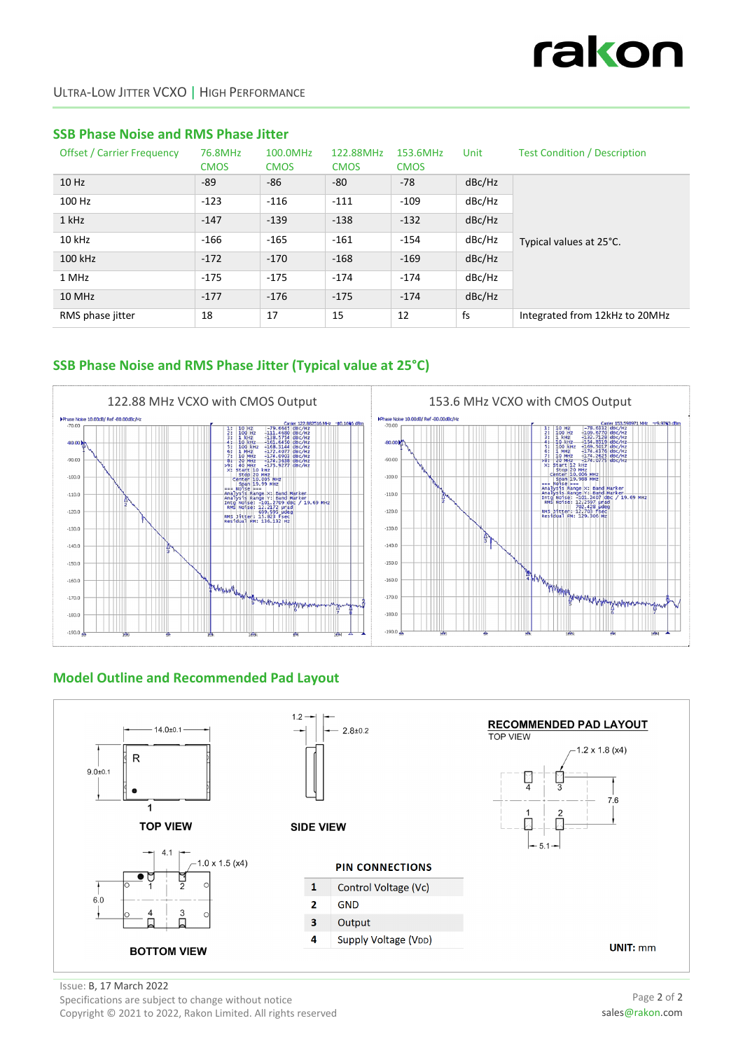## SSB Phase Noise and RMS Phase Jitter

| Offset / Carrier Frequency | 76.8MHz CMOS | 100.0MHz CMOS | 122.88MHz CMOS | 153.6MHz CMOS | Unit | Test Condition / Description |
|---|---|---|---|---|---|---|
| 10 Hz | -89 | -86 | -80 | -78 | dBc/Hz | Typical values at 25°C. |
| 100 Hz | -123 | -116 | -111 | -109 | dBc/Hz | |
| 1 kHz | -147 | -139 | -138 | -132 | dBc/Hz | |
| 10 kHz | -166 | -165 | -161 | -154 | dBc/Hz | |
| 100 kHz | -172 | -170 | -168 | -169 | dBc/Hz | |
| 1 MHz | -175 | -175 | -174 | -174 | dBc/Hz | |
| 10 MHz | -177 | -176 | -175 | -174 | dBc/Hz | |
| RMS phase jitter | 18 | 17 | 15 | 12 | fs | Integrated from 12kHz to 20MHz |

## SSB Phase Noise and RMS Phase Jitter (Typical value at 25°C)

122.88 MHz VCXO with CMOS Output

153.6 MHz VCXO with CMOS Output

## Model Outline and Recommended Pad Layout

14.0±0.1

9.0±0.1

R

1

TOP VIEW

1.2

2.8±0.2

SIDE VIEW

RECOMMENDED PAD LAYOUT

TOP VIEW

1.2 x 1.8 (x4)

7.6

5.1

4.1

1.0 x 1.5 (x4)

6.0

BOTTOM VIEW

PIN CONNECTIONS

| | |
|---|---|
| 1 | Control Voltage (Vc) |
| 2 | GND |
| 3 | Output |
| 4 | Supply Voltage (VDD) |

UNIT: mm

Issue: B, 17 March 2022
Specifications are subject to change without notice
Copyright © 2021 to 2022, Rakon Limited. All rights reserved

sales@rakon.com